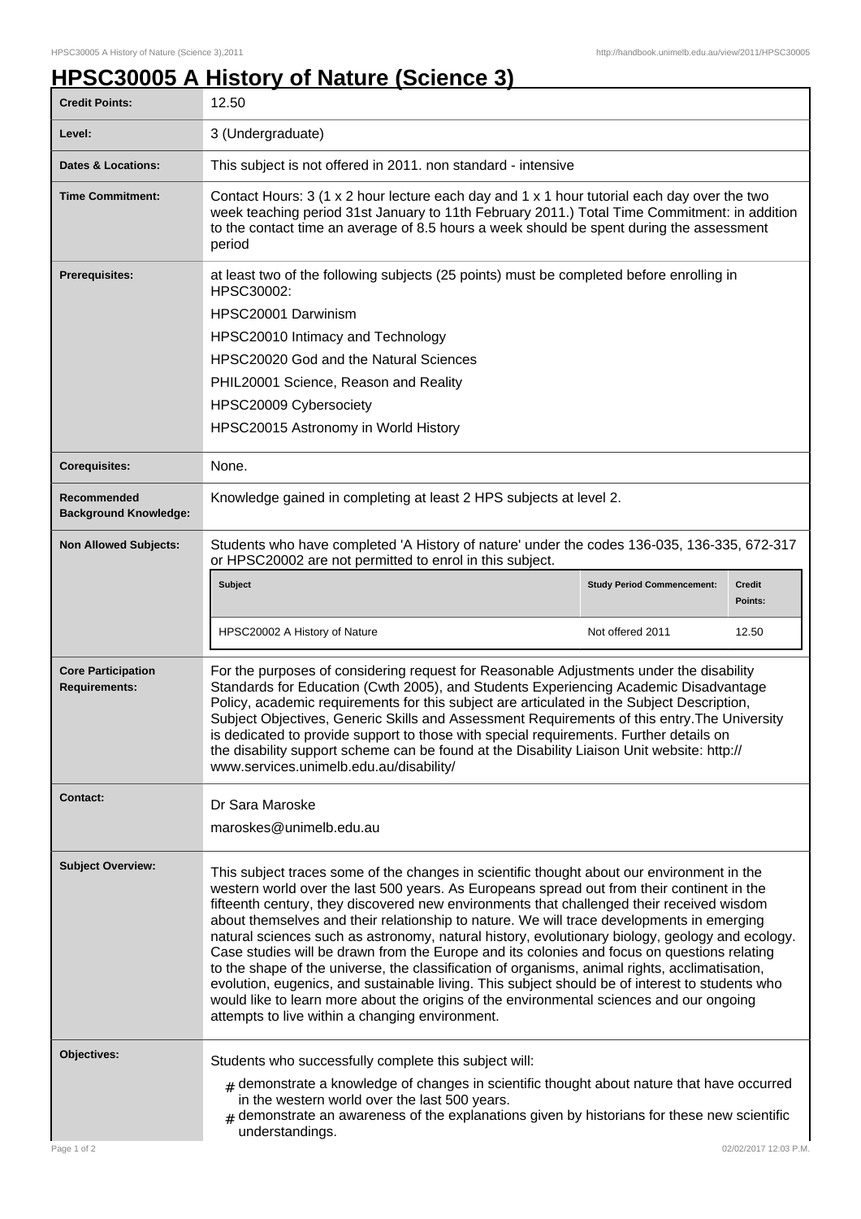# HPSC30005 A History of Nature (Science 3)

| | |
|---|---|
| **Credit Points:** | 12.50 |
| **Level:** | 3 (Undergraduate) |
| **Dates & Locations:** | This subject is not offered in 2011. non standard - intensive |
| **Time Commitment:** | Contact Hours: 3 (1 x 2 hour lecture each day and 1 x 1 hour tutorial each day over the two week teaching period 31st January to 11th February 2011.) Total Time Commitment: in addition to the contact time an average of 8.5 hours a week should be spent during the assessment period |
| **Prerequisites:** | at least two of the following subjects (25 points) must be completed before enrolling in HPSC30002:<br>HPSC20001 Darwinism<br>HPSC20010 Intimacy and Technology<br>HPSC20020 God and the Natural Sciences<br>PHIL20001 Science, Reason and Reality<br>HPSC20009 Cybersociety<br>HPSC20015 Astronomy in World History |
| **Corequisites:** | None. |
| **Recommended Background Knowledge:** | Knowledge gained in completing at least 2 HPS subjects at level 2. |
| **Non Allowed Subjects:** | Students who have completed 'A History of nature' under the codes 136-035, 136-335, 672-317 or HPSC20002 are not permitted to enrol in this subject. |

| Subject | Study Period Commencement: | Credit Points: |
|---|---|---|
| HPSC20002 A History of Nature | Not offered 2011 | 12.50 |

| | |
|---|---|
| **Core Participation Requirements:** | For the purposes of considering request for Reasonable Adjustments under the disability Standards for Education (Cwth 2005), and Students Experiencing Academic Disadvantage Policy, academic requirements for this subject are articulated in the Subject Description, Subject Objectives, Generic Skills and Assessment Requirements of this entry.The University is dedicated to provide support to those with special requirements. Further details on the disability support scheme can be found at the Disability Liaison Unit website: http://www.services.unimelb.edu.au/disability/ |
| **Contact:** | Dr Sara Maroske<br>maroskes@unimelb.edu.au |
| **Subject Overview:** | This subject traces some of the changes in scientific thought about our environment in the western world over the last 500 years. As Europeans spread out from their continent in the fifteenth century, they discovered new environments that challenged their received wisdom about themselves and their relationship to nature. We will trace developments in emerging natural sciences such as astronomy, natural history, evolutionary biology, geology and ecology. Case studies will be drawn from the Europe and its colonies and focus on questions relating to the shape of the universe, the classification of organisms, animal rights, acclimatisation, evolution, eugenics, and sustainable living. This subject should be of interest to students who would like to learn more about the origins of the environmental sciences and our ongoing attempts to live within a changing environment. |
| **Objectives:** | Students who successfully complete this subject will:<br># demonstrate a knowledge of changes in scientific thought about nature that have occurred in the western world over the last 500 years.<br># demonstrate an awareness of the explanations given by historians for these new scientific understandings. |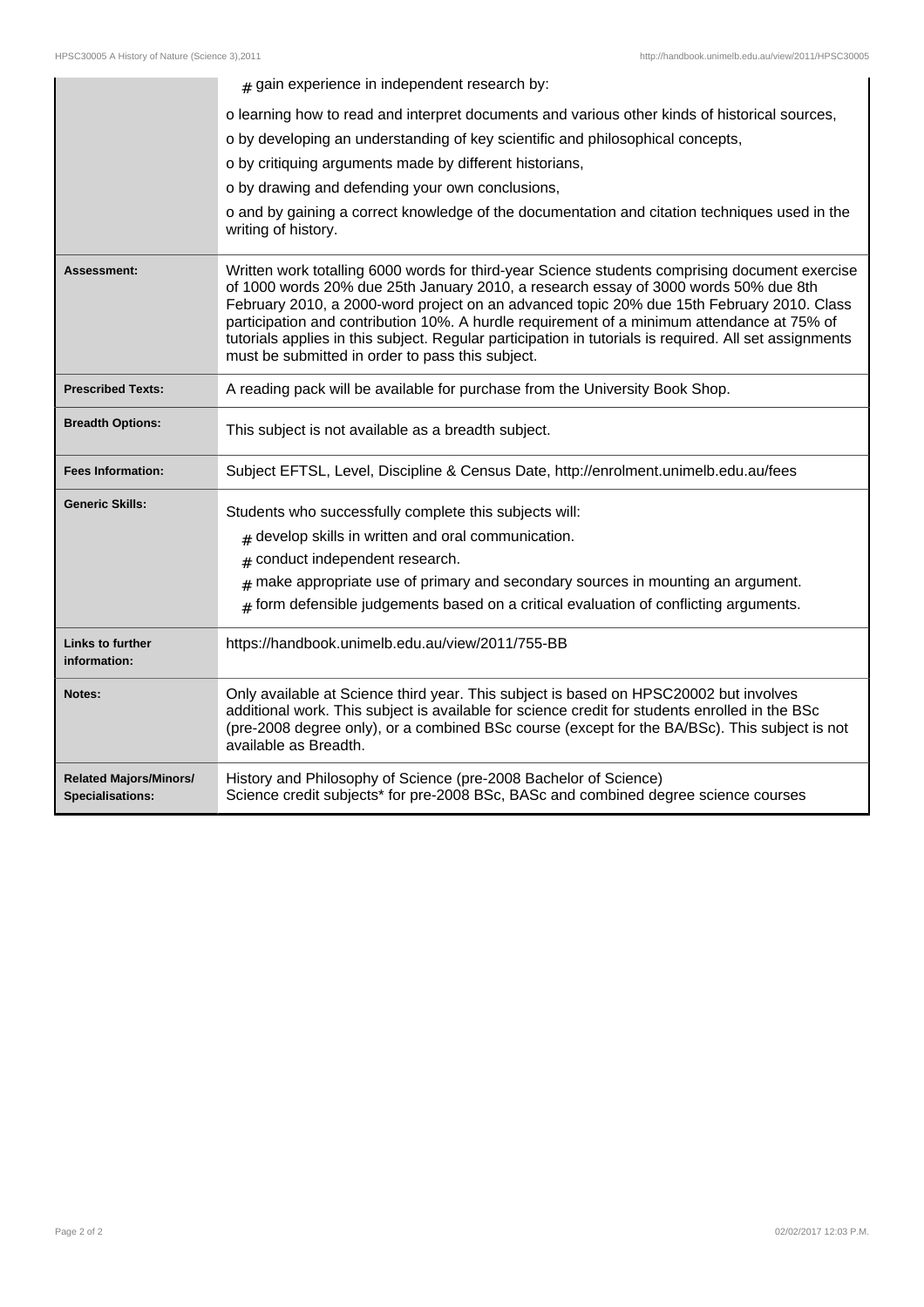| | |
|---|---|
| | # gain experience in independent research by:<br>o learning how to read and interpret documents and various other kinds of historical sources,<br>o by developing an understanding of key scientific and philosophical concepts,<br>o by critiquing arguments made by different historians,<br>o by drawing and defending your own conclusions,<br>o and by gaining a correct knowledge of the documentation and citation techniques used in the writing of history. |
| **Assessment:** | Written work totalling 6000 words for third-year Science students comprising document exercise of 1000 words 20% due 25th January 2010, a research essay of 3000 words 50% due 8th February 2010, a 2000-word project on an advanced topic 20% due 15th February 2010. Class participation and contribution 10%. A hurdle requirement of a minimum attendance at 75% of tutorials applies in this subject. Regular participation in tutorials is required. All set assignments must be submitted in order to pass this subject. |
| **Prescribed Texts:** | A reading pack will be available for purchase from the University Book Shop. |
| **Breadth Options:** | This subject is not available as a breadth subject. |
| **Fees Information:** | Subject EFTSL, Level, Discipline & Census Date, http://enrolment.unimelb.edu.au/fees |
| **Generic Skills:** | Students who successfully complete this subjects will:<br># develop skills in written and oral communication.<br># conduct independent research.<br># make appropriate use of primary and secondary sources in mounting an argument.<br># form defensible judgements based on a critical evaluation of conflicting arguments. |
| **Links to further information:** | https://handbook.unimelb.edu.au/view/2011/755-BB |
| **Notes:** | Only available at Science third year. This subject is based on HPSC20002 but involves additional work. This subject is available for science credit for students enrolled in the BSc (pre-2008 degree only), or a combined BSc course (except for the BA/BSc). This subject is not available as Breadth. |
| **Related Majors/Minors/ Specialisations:** | History and Philosophy of Science (pre-2008 Bachelor of Science)<br>Science credit subjects* for pre-2008 BSc, BASc and combined degree science courses |